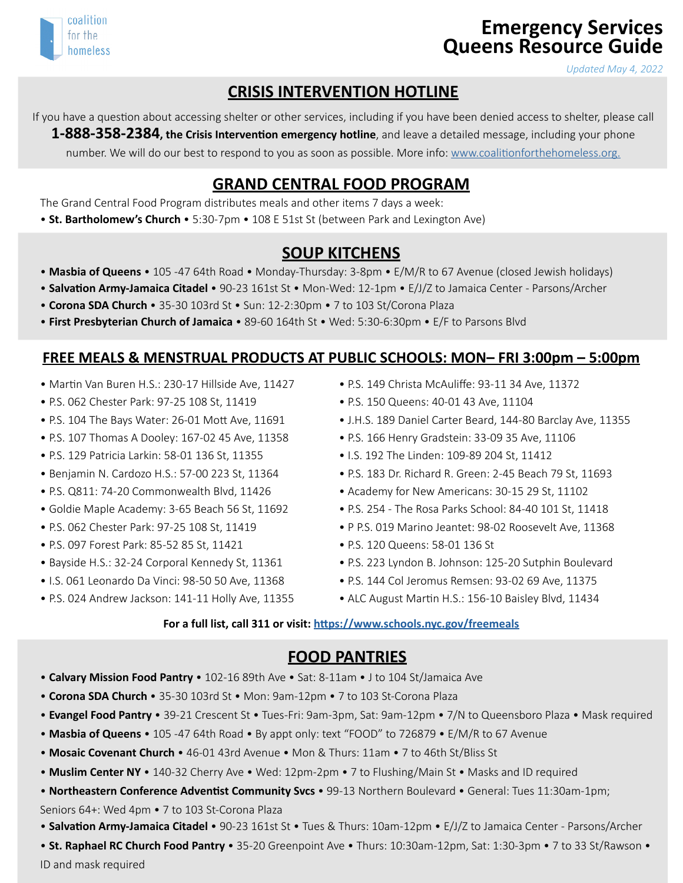coalition for the homeless

# Emergency Services Queens Resource Guide

*Updated May 4, 2022*

## CRISIS INTERVENTION HOTLINE

If you have a question about accessing shelter or other services, including if you have been denied access to shelter, please call **1-888-358-2384, the Crisis Intervention emergency hotline**, and leave a detailed message, including your phone number. We will do our best to respond to you as soon as possible. More info: www.coalitionforthehomeless.org.

## GRAND CENTRAL FOOD PROGRAM

The Grand Central Food Program distributes meals and other items 7 days a week:

- **St. Bartholomew's Church** • 5:30-7pm • 108 E 51st St (between Park and Lexington Ave)

## SOUP KITCHENS

- **Masbia of Queens** • 105 -47 64th Road • Monday-Thursday: 3-8pm • E/M/R to 67 Avenue (closed Jewish holidays)
- **Salvation Army-Jamaica Citadel** • 90-23 161st St • Mon-Wed: 12-1pm • E/J/Z to Jamaica Center - Parsons/Archer
- **Corona SDA Church** • 35-30 103rd St • Sun: 12-2:30pm • 7 to 103 St/Corona Plaza
- **First Presbyterian Church of Jamaica** • 89-60 164th St • Wed: 5:30-6:30pm • E/F to Parsons Blvd

## FREE MEALS & MENSTRUAL PRODUCTS AT PUBLIC SCHOOLS: MON– FRI 3:00pm – 5:00pm

- Martin Van Buren H.S.: 230-17 Hillside Ave, 11427
- P.S. 062 Chester Park: 97-25 108 St, 11419
- P.S. 104 The Bays Water: 26-01 Mott Ave, 11691
- P.S. 107 Thomas A Dooley: 167-02 45 Ave, 11358
- P.S. 129 Patricia Larkin: 58-01 136 St, 11355
- Benjamin N. Cardozo H.S.: 57-00 223 St, 11364
- P.S. Q811: 74-20 Commonwealth Blvd, 11426
- Goldie Maple Academy: 3-65 Beach 56 St, 11692
- P.S. 062 Chester Park: 97-25 108 St, 11419
- P.S. 097 Forest Park: 85-52 85 St, 11421
- Bayside H.S.: 32-24 Corporal Kennedy St, 11361
- I.S. 061 Leonardo Da Vinci: 98-50 50 Ave, 11368
- P.S. 024 Andrew Jackson: 141-11 Holly Ave, 11355
- P.S. 149 Christa McAuliffe: 93-11 34 Ave, 11372
- P.S. 150 Queens: 40-01 43 Ave, 11104
- J.H.S. 189 Daniel Carter Beard, 144-80 Barclay Ave, 11355
- P.S. 166 Henry Gradstein: 33-09 35 Ave, 11106
- I.S. 192 The Linden: 109-89 204 St, 11412
- P.S. 183 Dr. Richard R. Green: 2-45 Beach 79 St, 11693
- Academy for New Americans: 30-15 29 St, 11102
- P.S. 254 - The Rosa Parks School: 84-40 101 St, 11418
- P P.S. 019 Marino Jeantet: 98-02 Roosevelt Ave, 11368
- P.S. 120 Queens: 58-01 136 St
- P.S. 223 Lyndon B. Johnson: 125-20 Sutphin Boulevard
- P.S. 144 Col Jeromus Remsen: 93-02 69 Ave, 11375
- ALC August Martin H.S.: 156-10 Baisley Blvd, 11434

**For a full list, call 311 or visit: https://www.schools.nyc.gov/freemeals**

## FOOD PANTRIES

- **Calvary Mission Food Pantry** • 102-16 89th Ave • Sat: 8-11am • J to 104 St/Jamaica Ave
- **Corona SDA Church** • 35-30 103rd St • Mon: 9am-12pm • 7 to 103 St-Corona Plaza
- **Evangel Food Pantry** • 39-21 Crescent St • Tues-Fri: 9am-3pm, Sat: 9am-12pm • 7/N to Queensboro Plaza • Mask required
- **Masbia of Queens** • 105 -47 64th Road • By appt only: text "FOOD" to 726879 • E/M/R to 67 Avenue
- **Mosaic Covenant Church** • 46-01 43rd Avenue • Mon & Thurs: 11am • 7 to 46th St/Bliss St
- **Muslim Center NY** • 140-32 Cherry Ave • Wed: 12pm-2pm • 7 to Flushing/Main St • Masks and ID required
- **Northeastern Conference Adventist Community Svcs** • 99-13 Northern Boulevard • General: Tues 11:30am-1pm; Seniors 64+: Wed 4pm • 7 to 103 St-Corona Plaza
- **Salvation Army-Jamaica Citadel** • 90-23 161st St • Tues & Thurs: 10am-12pm • E/J/Z to Jamaica Center - Parsons/Archer
- **St. Raphael RC Church Food Pantry** • 35-20 Greenpoint Ave • Thurs: 10:30am-12pm, Sat: 1:30-3pm • 7 to 33 St/Rawson • ID and mask required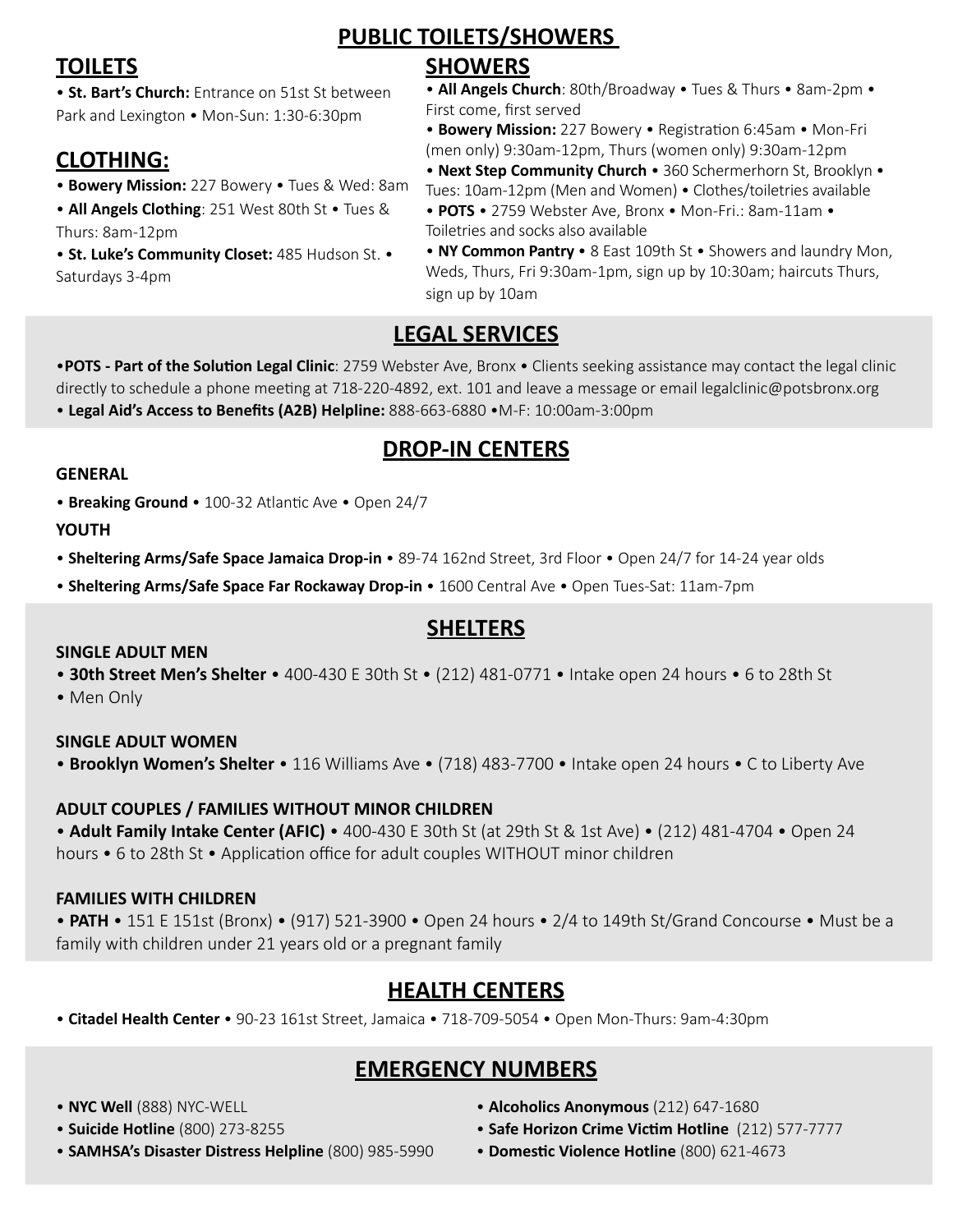# PUBLIC TOILETS/SHOWERS

## TOILETS

- **St. Bart's Church:** Entrance on 51st St between Park and Lexington • Mon-Sun: 1:30-6:30pm

## CLOTHING:

- **Bowery Mission:** 227 Bowery • Tues & Wed: 8am
- **All Angels Clothing**: 251 West 80th St • Tues & Thurs: 8am-12pm
- **St. Luke's Community Closet:** 485 Hudson St. • Saturdays 3-4pm

## SHOWERS

- **All Angels Church**: 80th/Broadway • Tues & Thurs • 8am-2pm • First come, first served
- **Bowery Mission:** 227 Bowery • Registration 6:45am • Mon-Fri (men only) 9:30am-12pm, Thurs (women only) 9:30am-12pm
- **Next Step Community Church** • 360 Schermerhorn St, Brooklyn • Tues: 10am-12pm (Men and Women) • Clothes/toiletries available
- **POTS** • 2759 Webster Ave, Bronx • Mon-Fri.: 8am-11am • Toiletries and socks also available
- **NY Common Pantry** • 8 East 109th St • Showers and laundry Mon, Weds, Thurs, Fri 9:30am-1pm, sign up by 10:30am; haircuts Thurs, sign up by 10am

# LEGAL SERVICES

- **POTS - Part of the Solution Legal Clinic**: 2759 Webster Ave, Bronx • Clients seeking assistance may contact the legal clinic directly to schedule a phone meeting at 718-220-4892, ext. 101 and leave a message or email legalclinic@potsbronx.org
- **Legal Aid's Access to Benefits (A2B) Helpline:** 888-663-6880 •M-F: 10:00am-3:00pm

# DROP-IN CENTERS

### GENERAL

- **Breaking Ground** • 100-32 Atlantic Ave • Open 24/7

### YOUTH

- **Sheltering Arms/Safe Space Jamaica Drop-in** • 89-74 162nd Street, 3rd Floor • Open 24/7 for 14-24 year olds
- **Sheltering Arms/Safe Space Far Rockaway Drop-in** • 1600 Central Ave • Open Tues-Sat: 11am-7pm

# SHELTERS

### SINGLE ADULT MEN

- **30th Street Men's Shelter** • 400-430 E 30th St • (212) 481-0771 • Intake open 24 hours • 6 to 28th St
- Men Only

### SINGLE ADULT WOMEN

- **Brooklyn Women's Shelter** • 116 Williams Ave • (718) 483-7700 • Intake open 24 hours • C to Liberty Ave

### ADULT COUPLES / FAMILIES WITHOUT MINOR CHILDREN

- **Adult Family Intake Center (AFIC)** • 400-430 E 30th St (at 29th St & 1st Ave) • (212) 481-4704 • Open 24 hours • 6 to 28th St • Application office for adult couples WITHOUT minor children

### FAMILIES WITH CHILDREN

- **PATH** • 151 E 151st (Bronx) • (917) 521-3900 • Open 24 hours • 2/4 to 149th St/Grand Concourse • Must be a family with children under 21 years old or a pregnant family

# HEALTH CENTERS

- **Citadel Health Center** • 90-23 161st Street, Jamaica • 718-709-5054 • Open Mon-Thurs: 9am-4:30pm

# EMERGENCY NUMBERS

- **NYC Well** (888) NYC-WELL
- **Suicide Hotline** (800) 273-8255
- **SAMHSA's Disaster Distress Helpline** (800) 985-5990
- **Alcoholics Anonymous** (212) 647-1680
- **Safe Horizon Crime Victim Hotline** (212) 577-7777
- **Domestic Violence Hotline** (800) 621-4673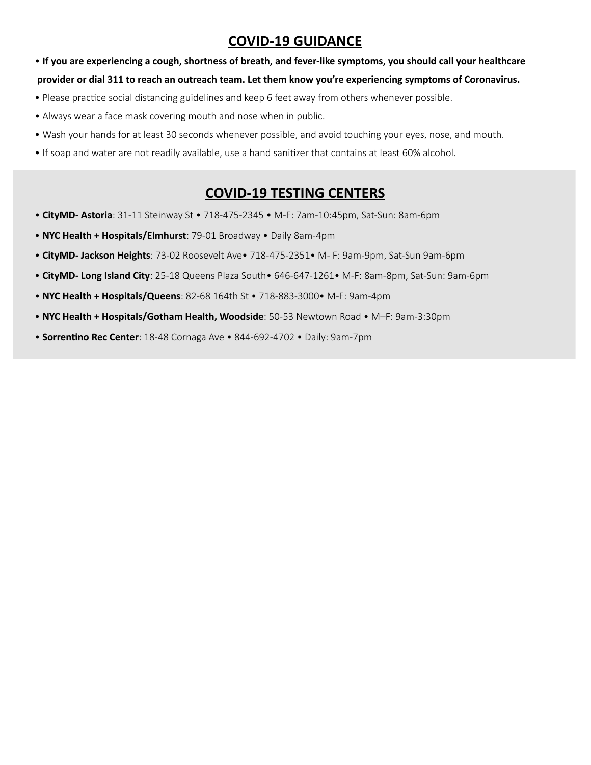## COVID-19 GUIDANCE

- **If you are experiencing a cough, shortness of breath, and fever-like symptoms, you should call your healthcare provider or dial 311 to reach an outreach team. Let them know you're experiencing symptoms of Coronavirus.**
- Please practice social distancing guidelines and keep 6 feet away from others whenever possible.
- Always wear a face mask covering mouth and nose when in public.
- Wash your hands for at least 30 seconds whenever possible, and avoid touching your eyes, nose, and mouth.
- If soap and water are not readily available, use a hand sanitizer that contains at least 60% alcohol.

## COVID-19 TESTING CENTERS

- **CityMD- Astoria**: 31-11 Steinway St • 718-475-2345 • M-F: 7am-10:45pm, Sat-Sun: 8am-6pm
- **NYC Health + Hospitals/Elmhurst**: 79-01 Broadway • Daily 8am-4pm
- **CityMD- Jackson Heights**: 73-02 Roosevelt Ave• 718-475-2351• M- F: 9am-9pm, Sat-Sun 9am-6pm
- **CityMD- Long Island City**: 25-18 Queens Plaza South• 646-647-1261• M-F: 8am-8pm, Sat-Sun: 9am-6pm
- **NYC Health + Hospitals/Queens**: 82-68 164th St • 718-883-3000• M-F: 9am-4pm
- **NYC Health + Hospitals/Gotham Health, Woodside**: 50-53 Newtown Road • M–F: 9am-3:30pm
- **Sorrentino Rec Center**: 18-48 Cornaga Ave • 844-692-4702 • Daily: 9am-7pm